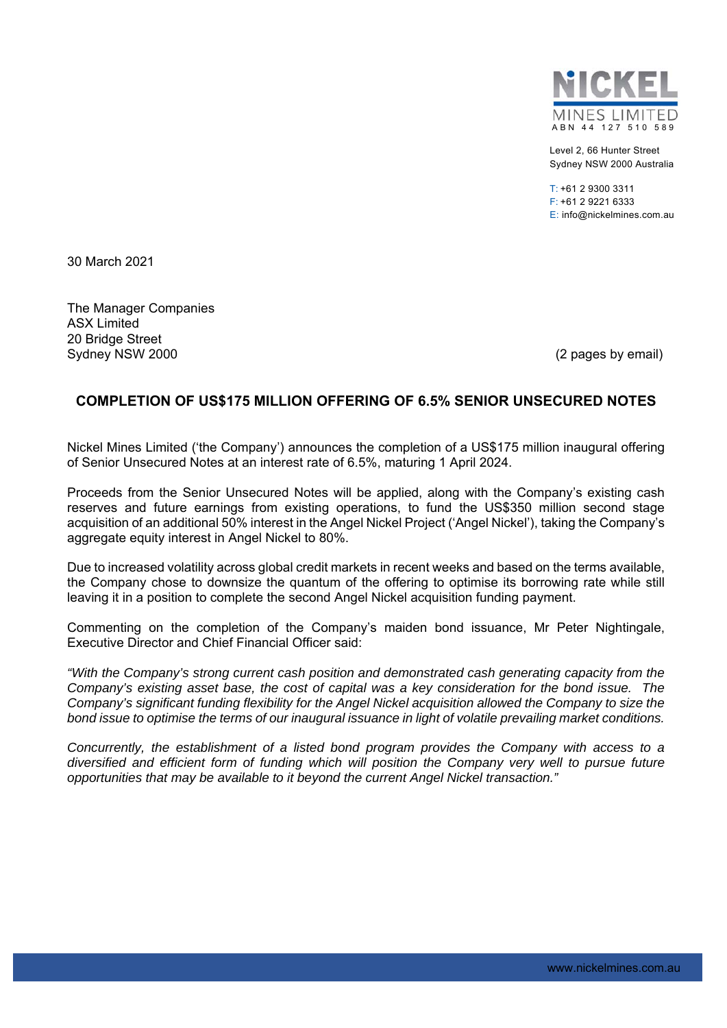NICKEL MINES LIMITED
ABN 44 127 510 589

Level 2, 66 Hunter Street
Sydney NSW 2000 Australia

T: +61 2 9300 3311
F: +61 2 9221 6333
E: info@nickelmines.com.au

30 March 2021

The Manager Companies
ASX Limited
20 Bridge Street
Sydney NSW 2000

(2 pages by email)

## COMPLETION OF US$175 MILLION OFFERING OF 6.5% SENIOR UNSECURED NOTES

Nickel Mines Limited ('the Company') announces the completion of a US$175 million inaugural offering of Senior Unsecured Notes at an interest rate of 6.5%, maturing 1 April 2024.

Proceeds from the Senior Unsecured Notes will be applied, along with the Company's existing cash reserves and future earnings from existing operations, to fund the US$350 million second stage acquisition of an additional 50% interest in the Angel Nickel Project ('Angel Nickel'), taking the Company's aggregate equity interest in Angel Nickel to 80%.

Due to increased volatility across global credit markets in recent weeks and based on the terms available, the Company chose to downsize the quantum of the offering to optimise its borrowing rate while still leaving it in a position to complete the second Angel Nickel acquisition funding payment.

Commenting on the completion of the Company's maiden bond issuance, Mr Peter Nightingale, Executive Director and Chief Financial Officer said:

*"With the Company's strong current cash position and demonstrated cash generating capacity from the Company's existing asset base, the cost of capital was a key consideration for the bond issue. The Company's significant funding flexibility for the Angel Nickel acquisition allowed the Company to size the bond issue to optimise the terms of our inaugural issuance in light of volatile prevailing market conditions.*

*Concurrently, the establishment of a listed bond program provides the Company with access to a diversified and efficient form of funding which will position the Company very well to pursue future opportunities that may be available to it beyond the current Angel Nickel transaction."*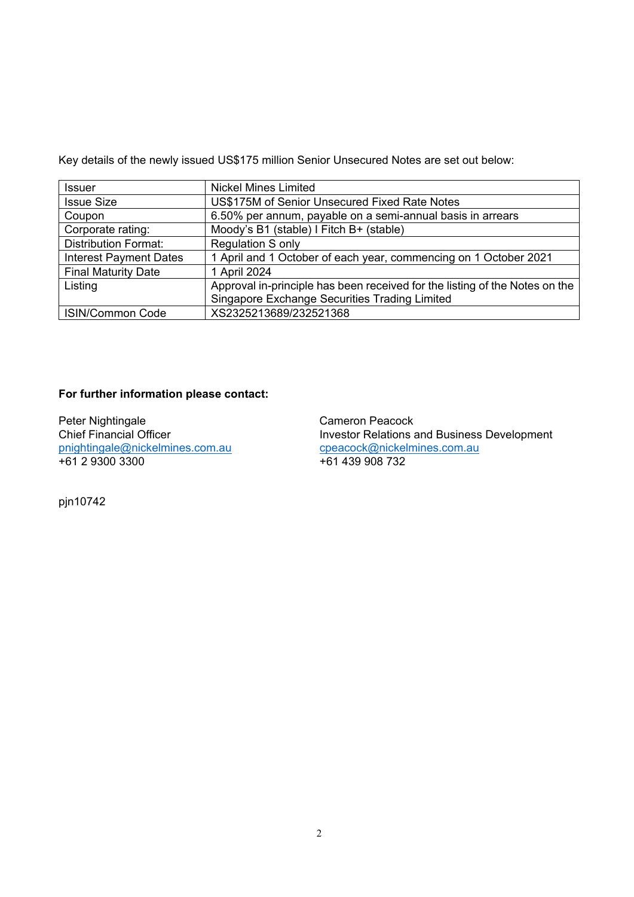Key details of the newly issued US$175 million Senior Unsecured Notes are set out below:

| | |
|---|---|
| Issuer | Nickel Mines Limited |
| Issue Size | US$175M of Senior Unsecured Fixed Rate Notes |
| Coupon | 6.50% per annum, payable on a semi-annual basis in arrears |
| Corporate rating: | Moody's B1 (stable) I Fitch B+ (stable) |
| Distribution Format: | Regulation S only |
| Interest Payment Dates | 1 April and 1 October of each year, commencing on 1 October 2021 |
| Final Maturity Date | 1 April 2024 |
| Listing | Approval in-principle has been received for the listing of the Notes on the Singapore Exchange Securities Trading Limited |
| ISIN/Common Code | XS2325213689/232521368 |

**For further information please contact:**

Peter Nightingale
Chief Financial Officer
pnightingale@nickelmines.com.au
+61 2 9300 3300

Cameron Peacock
Investor Relations and Business Development
cpeacock@nickelmines.com.au
+61 439 908 732

pjn10742